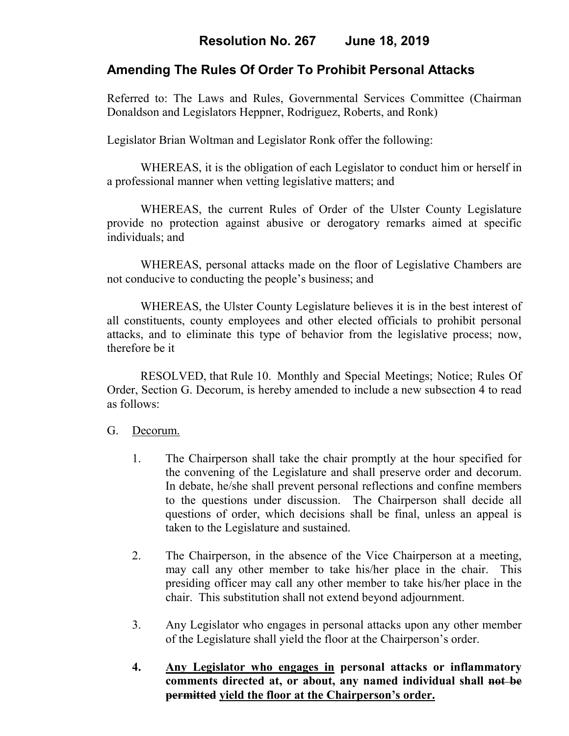# Resolution No. 267 June 18, 2019

## Amending The Rules Of Order To Prohibit Personal Attacks

Referred to: The Laws and Rules, Governmental Services Committee (Chairman Donaldson and Legislators Heppner, Rodriguez, Roberts, and Ronk)

Legislator Brian Woltman and Legislator Ronk offer the following:

WHEREAS, it is the obligation of each Legislator to conduct him or herself in a professional manner when vetting legislative matters; and

WHEREAS, the current Rules of Order of the Ulster County Legislature provide no protection against abusive or derogatory remarks aimed at specific individuals; and

WHEREAS, personal attacks made on the floor of Legislative Chambers are not conducive to conducting the people's business; and

WHEREAS, the Ulster County Legislature believes it is in the best interest of all constituents, county employees and other elected officials to prohibit personal attacks, and to eliminate this type of behavior from the legislative process; now, therefore be it

RESOLVED, that Rule 10. Monthly and Special Meetings; Notice; Rules Of Order, Section G. Decorum, is hereby amended to include a new subsection 4 to read as follows:

G. <u>Decorum.</u>

1. The Chairperson shall take the chair promptly at the hour specified for the convening of the Legislature and shall preserve order and decorum. In debate, he/she shall prevent personal reflections and confine members to the questions under discussion. The Chairperson shall decide all questions of order, which decisions shall be final, unless an appeal is taken to the Legislature and sustained.

2. The Chairperson, in the absence of the Vice Chairperson at a meeting, may call any other member to take his/her place in the chair. This presiding officer may call any other member to take his/her place in the chair. This substitution shall not extend beyond adjournment.

3. Any Legislator who engages in personal attacks upon any other member of the Legislature shall yield the floor at the Chairperson's order.

4. **<u>Any Legislator who engages in</u> personal attacks or inflammatory comments directed at, or about, any named individual shall ~~not be permitted~~ <u>yield the floor at the Chairperson's order.</u>**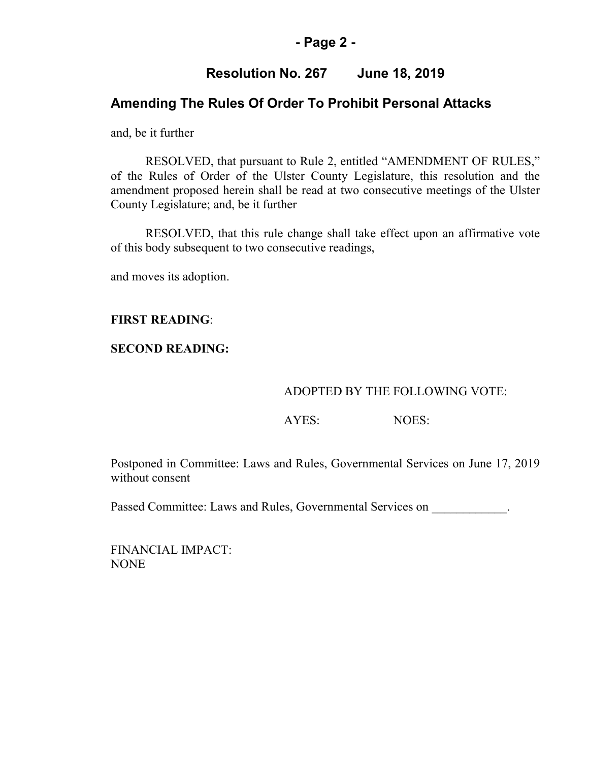## Resolution No. 267 June 18, 2019

## Amending The Rules Of Order To Prohibit Personal Attacks

and, be it further

RESOLVED, that pursuant to Rule 2, entitled "AMENDMENT OF RULES," of the Rules of Order of the Ulster County Legislature, this resolution and the amendment proposed herein shall be read at two consecutive meetings of the Ulster County Legislature; and, be it further

RESOLVED, that this rule change shall take effect upon an affirmative vote of this body subsequent to two consecutive readings,

and moves its adoption.

**FIRST READING**:

**SECOND READING:**

ADOPTED BY THE FOLLOWING VOTE:

AYES: NOES:

Postponed in Committee: Laws and Rules, Governmental Services on June 17, 2019 without consent

Passed Committee: Laws and Rules, Governmental Services on ____________.

FINANCIAL IMPACT:
NONE